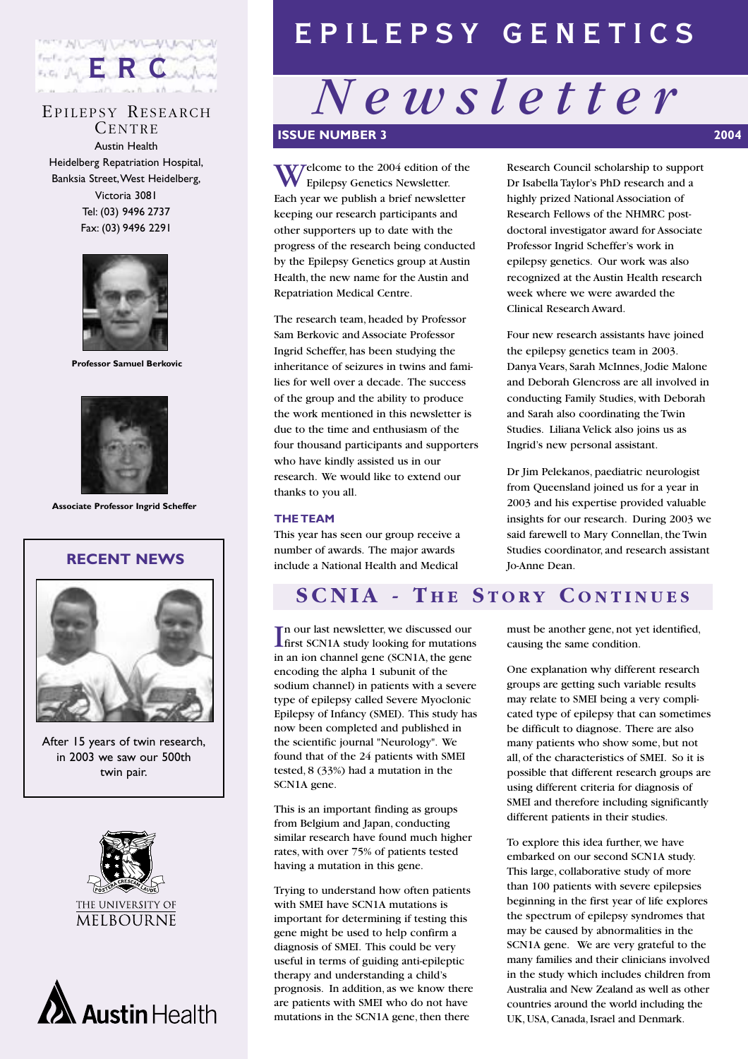# EPILEPSY GENETICS

# Newsletter

**ISSUE NUMBER 3** **2004**

ERC

EPILEPSY RESEARCH CENTRE
Austin Health
Heidelberg Repatriation Hospital,
Banksia Street, West Heidelberg,
Victoria 3081
Tel: (03) 9496 2737
Fax: (03) 9496 2291

**Professor Samuel Berkovic**

**Associate Professor Ingrid Scheffer**

## RECENT NEWS

After 15 years of twin research, in 2003 we saw our 500th twin pair.

THE UNIVERSITY OF MELBOURNE

Austin Health

Welcome to the 2004 edition of the Epilepsy Genetics Newsletter. Each year we publish a brief newsletter keeping our research participants and other supporters up to date with the progress of the research being conducted by the Epilepsy Genetics group at Austin Health, the new name for the Austin and Repatriation Medical Centre.

The research team, headed by Professor Sam Berkovic and Associate Professor Ingrid Scheffer, has been studying the inheritance of seizures in twins and families for well over a decade. The success of the group and the ability to produce the work mentioned in this newsletter is due to the time and enthusiasm of the four thousand participants and supporters who have kindly assisted us in our research. We would like to extend our thanks to you all.

### THE TEAM

This year has seen our group receive a number of awards. The major awards include a National Health and Medical Research Council scholarship to support Dr Isabella Taylor's PhD research and a highly prized National Association of Research Fellows of the NHMRC post-doctoral investigator award for Associate Professor Ingrid Scheffer's work in epilepsy genetics. Our work was also recognized at the Austin Health research week where we were awarded the Clinical Research Award.

Four new research assistants have joined the epilepsy genetics team in 2003. Danya Vears, Sarah McInnes, Jodie Malone and Deborah Glencross are all involved in conducting Family Studies, with Deborah and Sarah also coordinating the Twin Studies. Liliana Velick also joins us as Ingrid's new personal assistant.

Dr Jim Pelekanos, paediatric neurologist from Queensland joined us for a year in 2003 and his expertise provided valuable insights for our research. During 2003 we said farewell to Mary Connellan, the Twin Studies coordinator, and research assistant Jo-Anne Dean.

## SCNIA - THE STORY CONTINUES

In our last newsletter, we discussed our first SCN1A study looking for mutations in an ion channel gene (SCN1A, the gene encoding the alpha 1 subunit of the sodium channel) in patients with a severe type of epilepsy called Severe Myoclonic Epilepsy of Infancy (SMEI). This study has now been completed and published in the scientific journal "Neurology". We found that of the 24 patients with SMEI tested, 8 (33%) had a mutation in the SCN1A gene.

This is an important finding as groups from Belgium and Japan, conducting similar research have found much higher rates, with over 75% of patients tested having a mutation in this gene.

Trying to understand how often patients with SMEI have SCN1A mutations is important for determining if testing this gene might be used to help confirm a diagnosis of SMEI. This could be very useful in terms of guiding anti-epileptic therapy and understanding a child's prognosis. In addition, as we know there are patients with SMEI who do not have mutations in the SCN1A gene, then there must be another gene, not yet identified, causing the same condition.

One explanation why different research groups are getting such variable results may relate to SMEI being a very complicated type of epilepsy that can sometimes be difficult to diagnose. There are also many patients who show some, but not all, of the characteristics of SMEI. So it is possible that different research groups are using different criteria for diagnosis of SMEI and therefore including significantly different patients in their studies.

To explore this idea further, we have embarked on our second SCN1A study. This large, collaborative study of more than 100 patients with severe epilepsies beginning in the first year of life explores the spectrum of epilepsy syndromes that may be caused by abnormalities in the SCN1A gene. We are very grateful to the many families and their clinicians involved in the study which includes children from Australia and New Zealand as well as other countries around the world including the UK, USA, Canada, Israel and Denmark.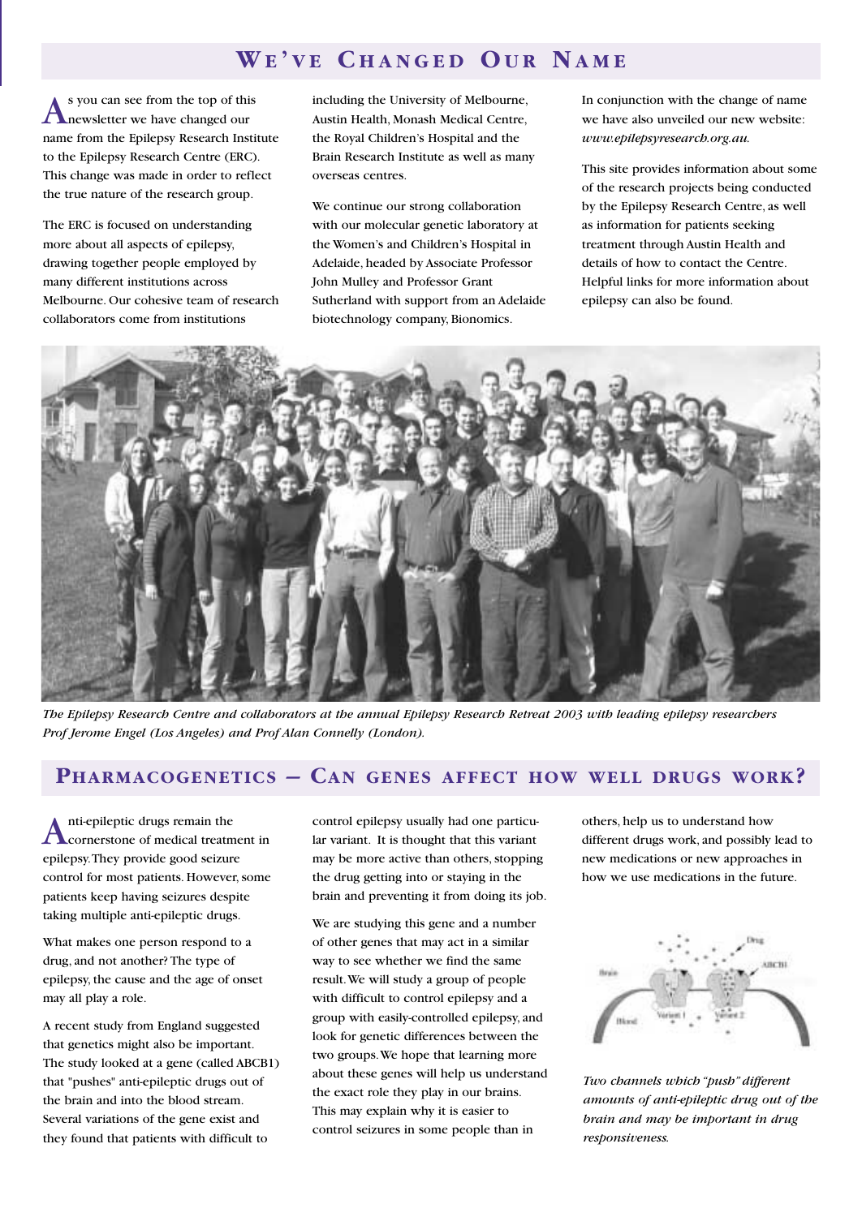## We've Changed Our Name

As you can see from the top of this newsletter we have changed our name from the Epilepsy Research Institute to the Epilepsy Research Centre (ERC). This change was made in order to reflect the true nature of the research group.

The ERC is focused on understanding more about all aspects of epilepsy, drawing together people employed by many different institutions across Melbourne. Our cohesive team of research collaborators come from institutions including the University of Melbourne, Austin Health, Monash Medical Centre, the Royal Children's Hospital and the Brain Research Institute as well as many overseas centres.

We continue our strong collaboration with our molecular genetic laboratory at the Women's and Children's Hospital in Adelaide, headed by Associate Professor John Mulley and Professor Grant Sutherland with support from an Adelaide biotechnology company, Bionomics.

In conjunction with the change of name we have also unveiled our new website: *www.epilepsyresearch.org.au.*

This site provides information about some of the research projects being conducted by the Epilepsy Research Centre, as well as information for patients seeking treatment through Austin Health and details of how to contact the Centre. Helpful links for more information about epilepsy can also be found.

*The Epilepsy Research Centre and collaborators at the annual Epilepsy Research Retreat 2003 with leading epilepsy researchers Prof Jerome Engel (Los Angeles) and Prof Alan Connelly (London).*

## Pharmacogenetics – Can genes affect how well drugs work?

Anti-epileptic drugs remain the cornerstone of medical treatment in epilepsy. They provide good seizure control for most patients. However, some patients keep having seizures despite taking multiple anti-epileptic drugs.

What makes one person respond to a drug, and not another? The type of epilepsy, the cause and the age of onset may all play a role.

A recent study from England suggested that genetics might also be important. The study looked at a gene (called ABCB1) that "pushes" anti-epileptic drugs out of the brain and into the blood stream. Several variations of the gene exist and they found that patients with difficult to control epilepsy usually had one particular variant. It is thought that this variant may be more active than others, stopping the drug getting into or staying in the brain and preventing it from doing its job.

We are studying this gene and a number of other genes that may act in a similar way to see whether we find the same result. We will study a group of people with difficult to control epilepsy and a group with easily-controlled epilepsy, and look for genetic differences between the two groups. We hope that learning more about these genes will help us understand the exact role they play in our brains. This may explain why it is easier to control seizures in some people than in others, help us to understand how different drugs work, and possibly lead to new medications or new approaches in how we use medications in the future.

*Two channels which "push" different amounts of anti-epileptic drug out of the brain and may be important in drug responsiveness.*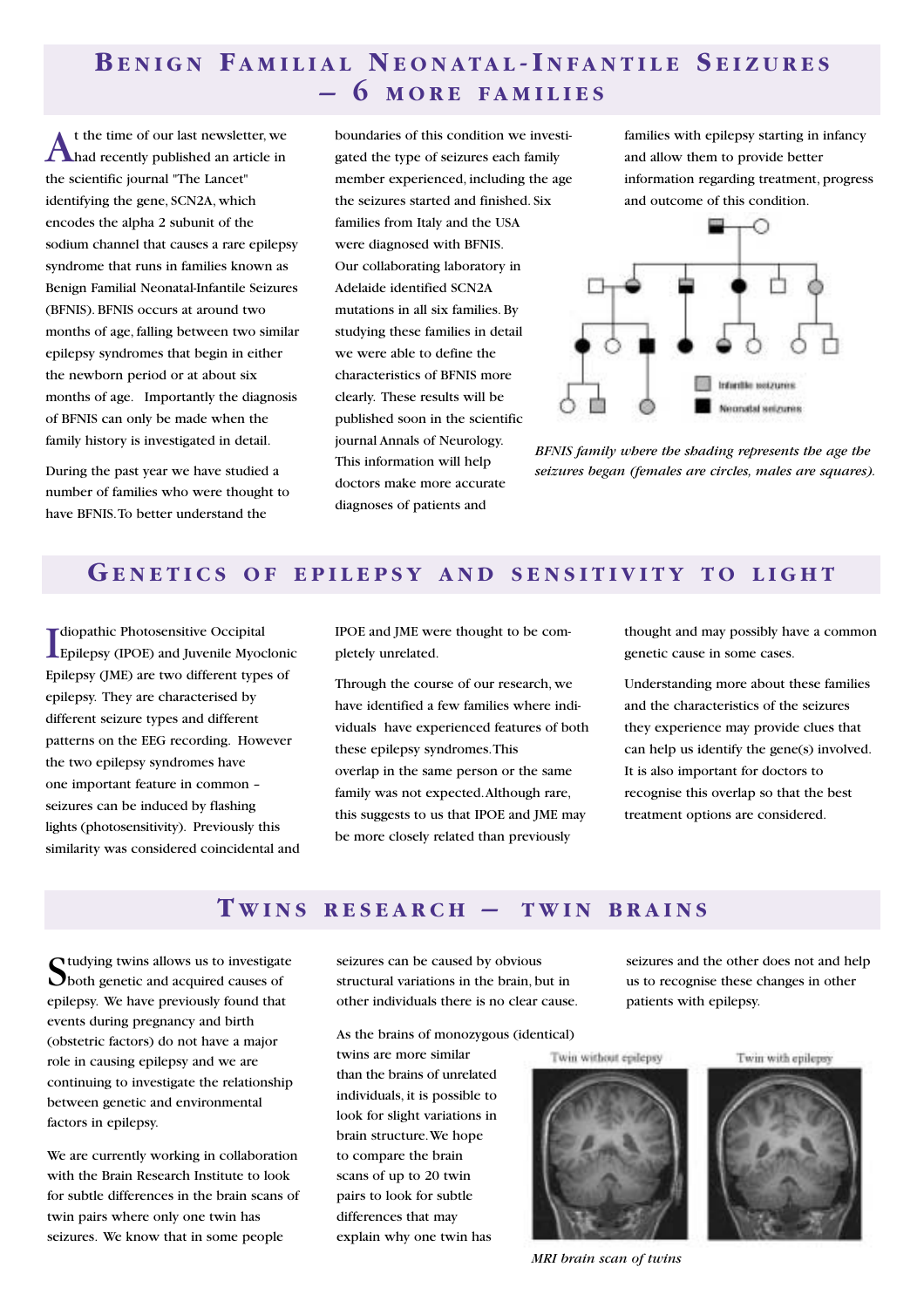## Benign Familial Neonatal-Infantile Seizures – 6 more families

At the time of our last newsletter, we had recently published an article in the scientific journal "The Lancet" identifying the gene, SCN2A, which encodes the alpha 2 subunit of the sodium channel that causes a rare epilepsy syndrome that runs in families known as Benign Familial Neonatal-Infantile Seizures (BFNIS). BFNIS occurs at around two months of age, falling between two similar epilepsy syndromes that begin in either the newborn period or at about six months of age. Importantly the diagnosis of BFNIS can only be made when the family history is investigated in detail.

During the past year we have studied a number of families who were thought to have BFNIS. To better understand the boundaries of this condition we investigated the type of seizures each family member experienced, including the age the seizures started and finished. Six families from Italy and the USA were diagnosed with BFNIS. Our collaborating laboratory in Adelaide identified SCN2A mutations in all six families. By studying these families in detail we were able to define the characteristics of BFNIS more clearly. These results will be published soon in the scientific journal Annals of Neurology. This information will help doctors make more accurate diagnoses of patients and families with epilepsy starting in infancy and allow them to provide better information regarding treatment, progress and outcome of this condition.

Infantile seizures
Neonatal seizures

*BFNIS family where the shading represents the age the seizures began (females are circles, males are squares).*

## Genetics of epilepsy and sensitivity to light

Idiopathic Photosensitive Occipital Epilepsy (IPOE) and Juvenile Myoclonic Epilepsy (JME) are two different types of epilepsy. They are characterised by different seizure types and different patterns on the EEG recording. However the two epilepsy syndromes have one important feature in common – seizures can be induced by flashing lights (photosensitivity). Previously this similarity was considered coincidental and IPOE and JME were thought to be completely unrelated.

Through the course of our research, we have identified a few families where individuals have experienced features of both these epilepsy syndromes. This overlap in the same person or the same family was not expected. Although rare, this suggests to us that IPOE and JME may be more closely related than previously thought and may possibly have a common genetic cause in some cases.

Understanding more about these families and the characteristics of the seizures they experience may provide clues that can help us identify the gene(s) involved. It is also important for doctors to recognise this overlap so that the best treatment options are considered.

## Twins research – twin brains

Studying twins allows us to investigate both genetic and acquired causes of epilepsy. We have previously found that events during pregnancy and birth (obstetric factors) do not have a major role in causing epilepsy and we are continuing to investigate the relationship between genetic and environmental factors in epilepsy.

We are currently working in collaboration with the Brain Research Institute to look for subtle differences in the brain scans of twin pairs where only one twin has seizures. We know that in some people seizures can be caused by obvious structural variations in the brain, but in other individuals there is no clear cause.

As the brains of monozygous (identical) twins are more similar than the brains of unrelated individuals, it is possible to look for slight variations in brain structure. We hope to compare the brain scans of up to 20 twin pairs to look for subtle differences that may explain why one twin has seizures and the other does not and help us to recognise these changes in other patients with epilepsy.

Twin without epilepsy | Twin with epilepsy

*MRI brain scan of twins*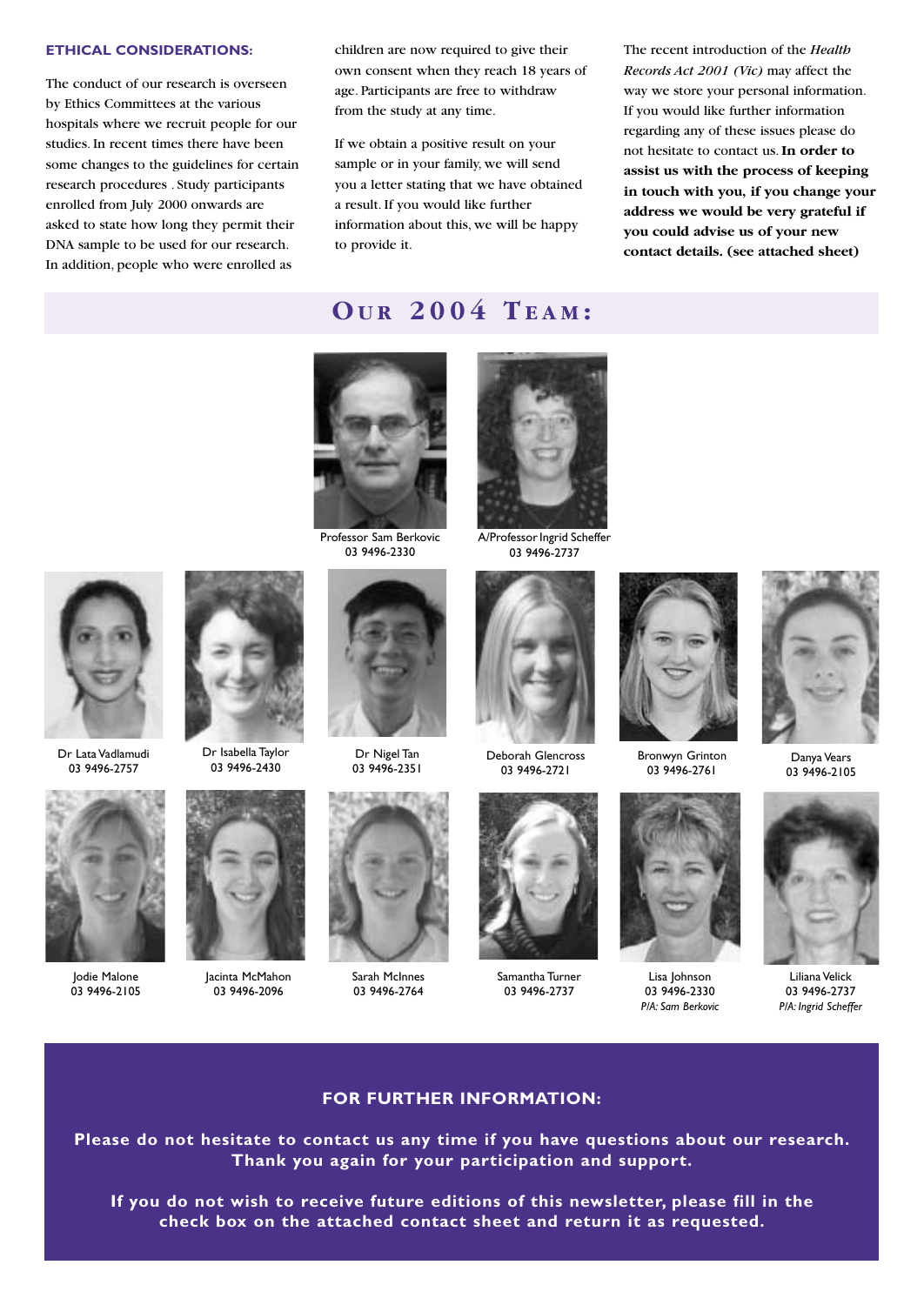**ETHICAL CONSIDERATIONS:**

The conduct of our research is overseen by Ethics Committees at the various hospitals where we recruit people for our studies. In recent times there have been some changes to the guidelines for certain research procedures . Study participants enrolled from July 2000 onwards are asked to state how long they permit their DNA sample to be used for our research. In addition, people who were enrolled as children are now required to give their own consent when they reach 18 years of age. Participants are free to withdraw from the study at any time.

If we obtain a positive result on your sample or in your family, we will send you a letter stating that we have obtained a result. If you would like further information about this, we will be happy to provide it.

The recent introduction of the *Health Records Act 2001 (Vic)* may affect the way we store your personal information. If you would like further information regarding any of these issues please do not hesitate to contact us. **In order to assist us with the process of keeping in touch with you, if you change your address we would be very grateful if you could advise us of your new contact details. (see attached sheet)**

## OUR 2004 TEAM:

Professor Sam Berkovic
03 9496-2330

A/Professor Ingrid Scheffer
03 9496-2737

Dr Lata Vadlamudi
03 9496-2757

Dr Isabella Taylor
03 9496-2430

Dr Nigel Tan
03 9496-2351

Deborah Glencross
03 9496-2721

Bronwyn Grinton
03 9496-2761

Danya Vears
03 9496-2105

Jodie Malone
03 9496-2105

Jacinta McMahon
03 9496-2096

Sarah McInnes
03 9496-2764

Samantha Turner
03 9496-2737

Lisa Johnson
03 9496-2330
*P/A: Sam Berkovic*

Liliana Velick
03 9496-2737
*P/A: Ingrid Scheffer*

**FOR FURTHER INFORMATION:**

**Please do not hesitate to contact us any time if you have questions about our research. Thank you again for your participation and support.**

**If you do not wish to receive future editions of this newsletter, please fill in the check box on the attached contact sheet and return it as requested.**